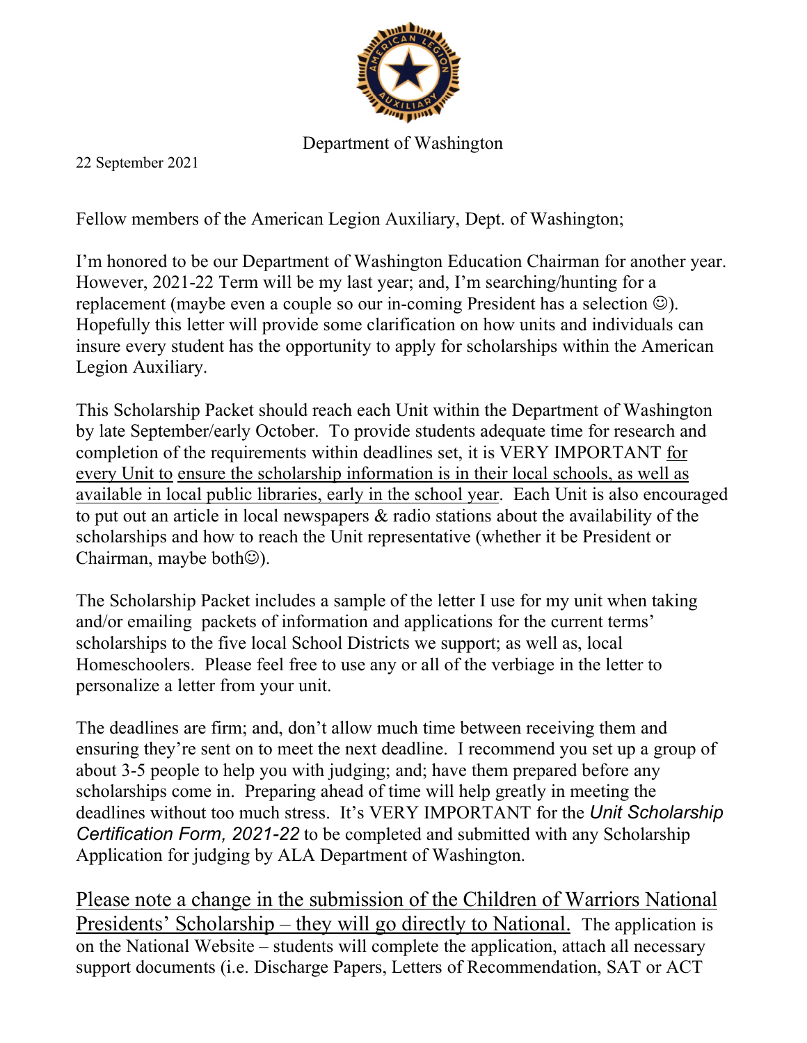Department of Washington

22 September 2021

Fellow members of the American Legion Auxiliary, Dept. of Washington;

I'm honored to be our Department of Washington Education Chairman for another year. However, 2021-22 Term will be my last year; and, I'm searching/hunting for a replacement (maybe even a couple so our in-coming President has a selection ☺). Hopefully this letter will provide some clarification on how units and individuals can insure every student has the opportunity to apply for scholarships within the American Legion Auxiliary.

This Scholarship Packet should reach each Unit within the Department of Washington by late September/early October. To provide students adequate time for research and completion of the requirements within deadlines set, it is VERY IMPORTANT <u>for every Unit to ensure the scholarship information is in their local schools, as well as available in local public libraries, early in the school year</u>. Each Unit is also encouraged to put out an article in local newspapers & radio stations about the availability of the scholarships and how to reach the Unit representative (whether it be President or Chairman, maybe both☺).

The Scholarship Packet includes a sample of the letter I use for my unit when taking and/or emailing packets of information and applications for the current terms' scholarships to the five local School Districts we support; as well as, local Homeschoolers. Please feel free to use any or all of the verbiage in the letter to personalize a letter from your unit.

The deadlines are firm; and, don't allow much time between receiving them and ensuring they're sent on to meet the next deadline. I recommend you set up a group of about 3-5 people to help you with judging; and; have them prepared before any scholarships come in. Preparing ahead of time will help greatly in meeting the deadlines without too much stress. It's VERY IMPORTANT for the *Unit Scholarship Certification Form, 2021-22* to be completed and submitted with any Scholarship Application for judging by ALA Department of Washington.

<u>Please note a change in the submission of the Children of Warriors National Presidents' Scholarship – they will go directly to National.</u> The application is on the National Website – students will complete the application, attach all necessary support documents (i.e. Discharge Papers, Letters of Recommendation, SAT or ACT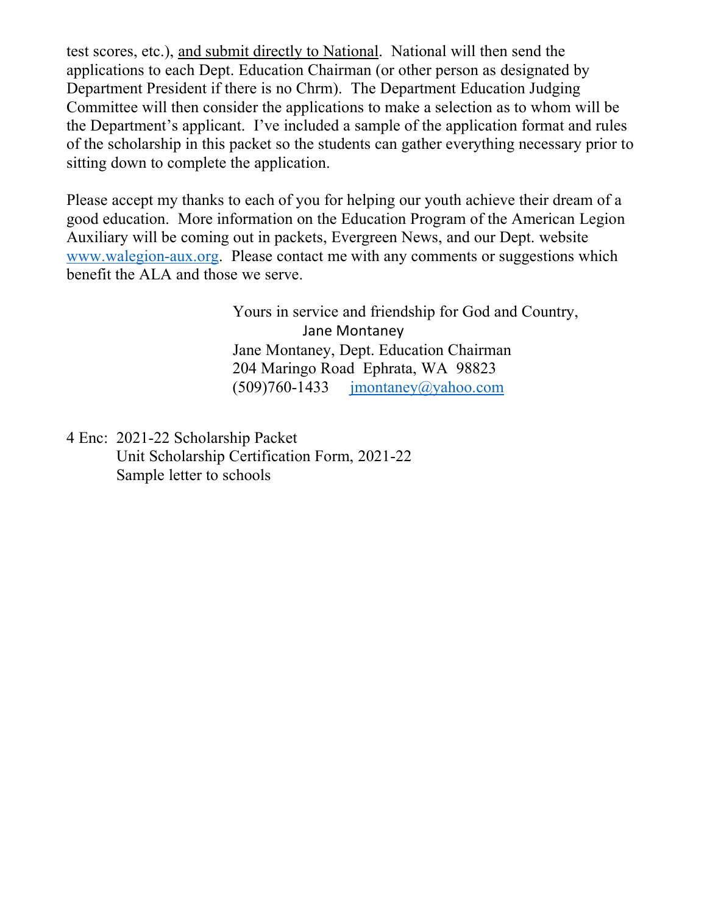test scores, etc.), and submit directly to National. National will then send the applications to each Dept. Education Chairman (or other person as designated by Department President if there is no Chrm). The Department Education Judging Committee will then consider the applications to make a selection as to whom will be the Department's applicant. I've included a sample of the application format and rules of the scholarship in this packet so the students can gather everything necessary prior to sitting down to complete the application.

Please accept my thanks to each of you for helping our youth achieve their dream of a good education. More information on the Education Program of the American Legion Auxiliary will be coming out in packets, Evergreen News, and our Dept. website www.walegion-aux.org. Please contact me with any comments or suggestions which benefit the ALA and those we serve.

Yours in service and friendship for God and Country,
Jane Montaney
Jane Montaney, Dept. Education Chairman
204 Maringo Road Ephrata, WA 98823
(509)760-1433 jmontaney@yahoo.com

4 Enc: 2021-22 Scholarship Packet
Unit Scholarship Certification Form, 2021-22
Sample letter to schools